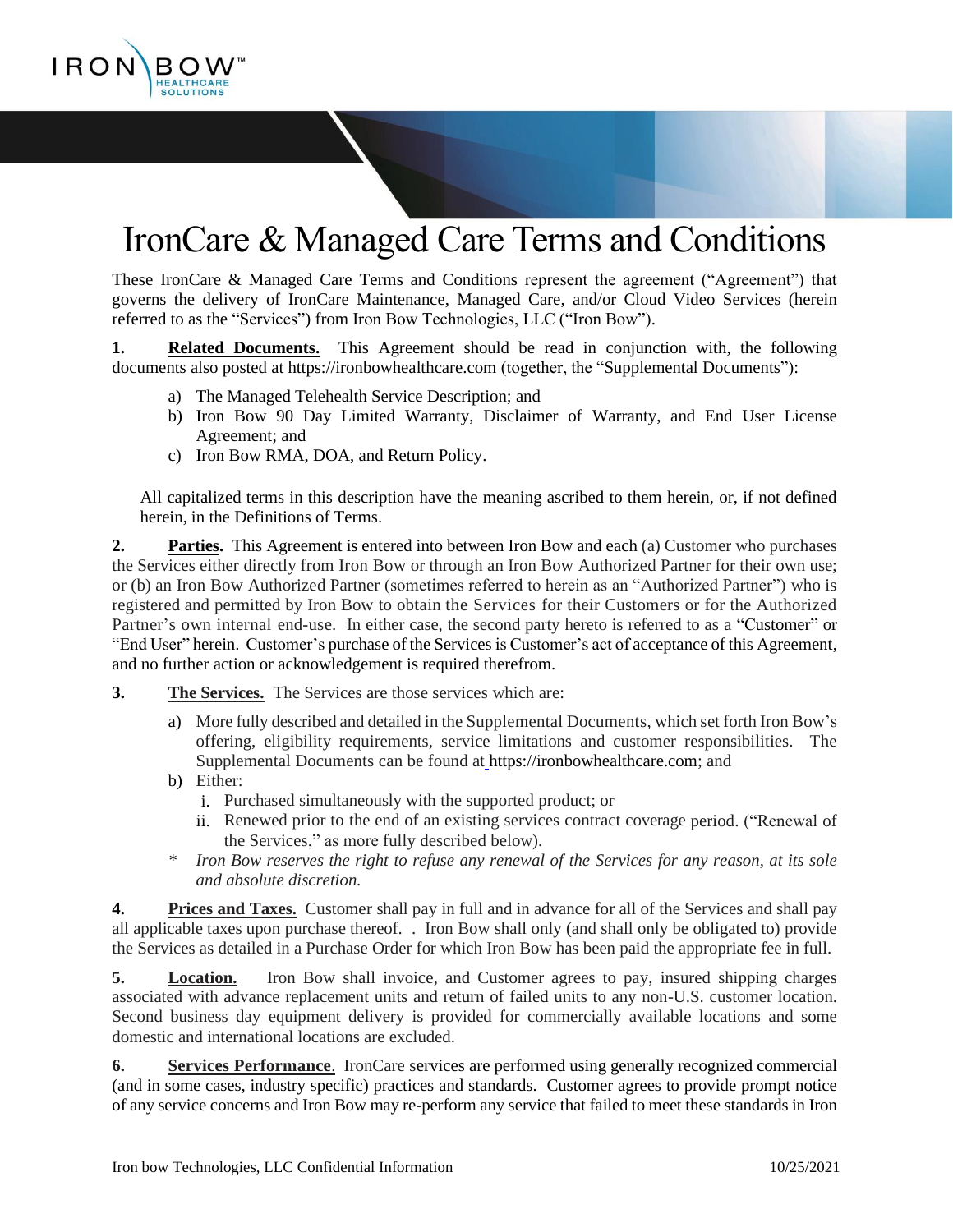# IronCare & Managed Care Terms and Conditions

These IronCare & Managed Care Terms and Conditions represent the agreement ("Agreement") that governs the delivery of IronCare Maintenance, Managed Care, and/or Cloud Video Services (herein referred to as the "Services") from Iron Bow Technologies, LLC ("Iron Bow").

**1. Related Documents.** This Agreement should be read in conjunction with, the following documents also posted at https://ironbowhealthcare.com (together, the "Supplemental Documents"):

a) The Managed Telehealth Service Description; and
b) Iron Bow 90 Day Limited Warranty, Disclaimer of Warranty, and End User License Agreement; and
c) Iron Bow RMA, DOA, and Return Policy.

All capitalized terms in this description have the meaning ascribed to them herein, or, if not defined herein, in the Definitions of Terms.

**2. Parties.** This Agreement is entered into between Iron Bow and each (a) Customer who purchases the Services either directly from Iron Bow or through an Iron Bow Authorized Partner for their own use; or (b) an Iron Bow Authorized Partner (sometimes referred to herein as an "Authorized Partner") who is registered and permitted by Iron Bow to obtain the Services for their Customers or for the Authorized Partner's own internal end-use. In either case, the second party hereto is referred to as a "Customer" or "End User" herein. Customer's purchase of the Services is Customer's act of acceptance of this Agreement, and no further action or acknowledgement is required therefrom.

**3. The Services.** The Services are those services which are:

a) More fully described and detailed in the Supplemental Documents, which set forth Iron Bow's offering, eligibility requirements, service limitations and customer responsibilities. The Supplemental Documents can be found at https://ironbowhealthcare.com; and
b) Either:
   i. Purchased simultaneously with the supported product; or
   ii. Renewed prior to the end of an existing services contract coverage period. ("Renewal of the Services," as more fully described below).

\* *Iron Bow reserves the right to refuse any renewal of the Services for any reason, at its sole and absolute discretion.*

**4. Prices and Taxes.** Customer shall pay in full and in advance for all of the Services and shall pay all applicable taxes upon purchase thereof. . Iron Bow shall only (and shall only be obligated to) provide the Services as detailed in a Purchase Order for which Iron Bow has been paid the appropriate fee in full.

**5. Location.** Iron Bow shall invoice, and Customer agrees to pay, insured shipping charges associated with advance replacement units and return of failed units to any non-U.S. customer location. Second business day equipment delivery is provided for commercially available locations and some domestic and international locations are excluded.

**6. Services Performance.** IronCare services are performed using generally recognized commercial (and in some cases, industry specific) practices and standards. Customer agrees to provide prompt notice of any service concerns and Iron Bow may re-perform any service that failed to meet these standards in Iron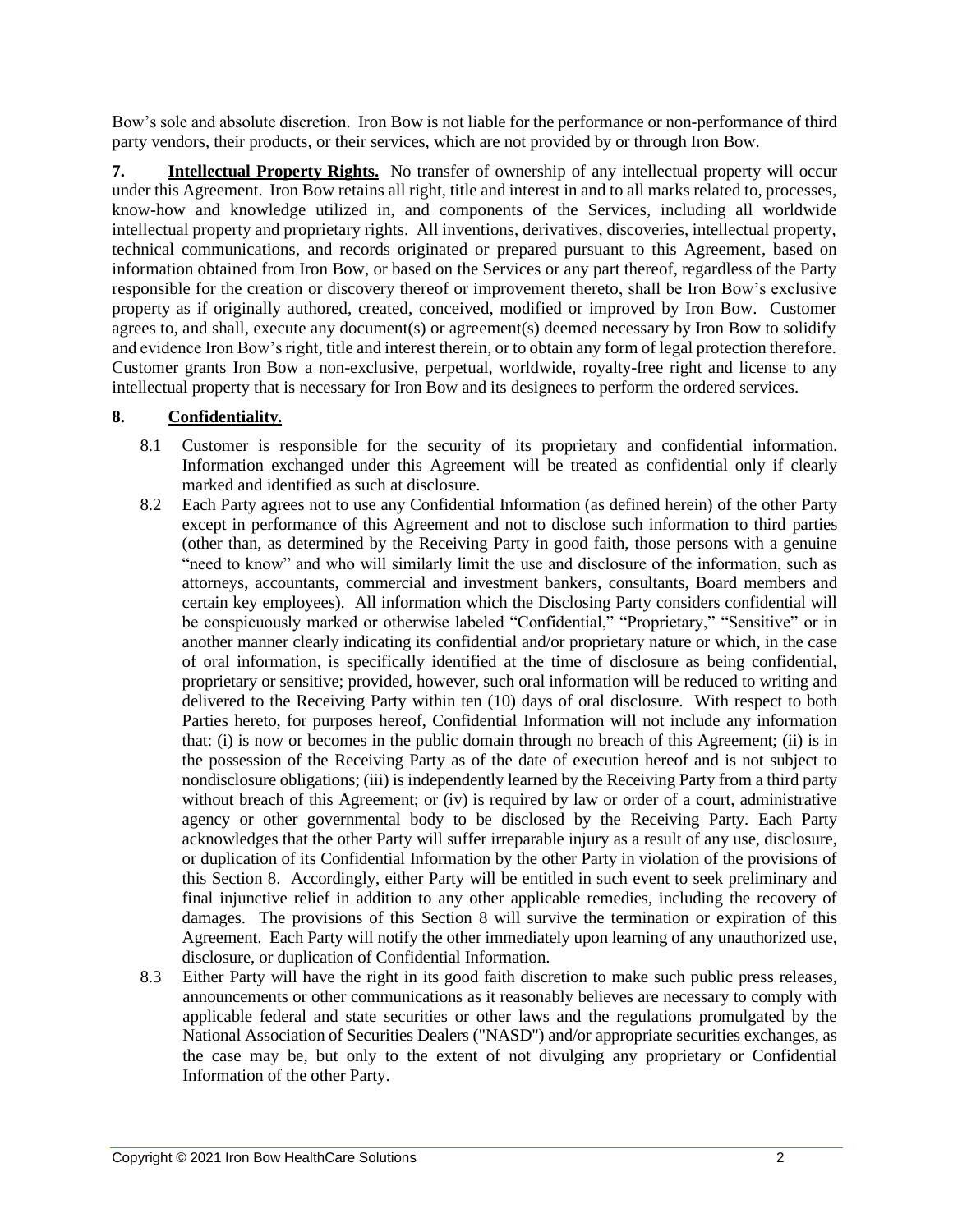Bow's sole and absolute discretion. Iron Bow is not liable for the performance or non-performance of third party vendors, their products, or their services, which are not provided by or through Iron Bow.

**7. Intellectual Property Rights.** No transfer of ownership of any intellectual property will occur under this Agreement. Iron Bow retains all right, title and interest in and to all marks related to, processes, know-how and knowledge utilized in, and components of the Services, including all worldwide intellectual property and proprietary rights. All inventions, derivatives, discoveries, intellectual property, technical communications, and records originated or prepared pursuant to this Agreement, based on information obtained from Iron Bow, or based on the Services or any part thereof, regardless of the Party responsible for the creation or discovery thereof or improvement thereto, shall be Iron Bow's exclusive property as if originally authored, created, conceived, modified or improved by Iron Bow. Customer agrees to, and shall, execute any document(s) or agreement(s) deemed necessary by Iron Bow to solidify and evidence Iron Bow's right, title and interest therein, or to obtain any form of legal protection therefore. Customer grants Iron Bow a non-exclusive, perpetual, worldwide, royalty-free right and license to any intellectual property that is necessary for Iron Bow and its designees to perform the ordered services.

**8. Confidentiality.**

8.1 Customer is responsible for the security of its proprietary and confidential information. Information exchanged under this Agreement will be treated as confidential only if clearly marked and identified as such at disclosure.

8.2 Each Party agrees not to use any Confidential Information (as defined herein) of the other Party except in performance of this Agreement and not to disclose such information to third parties (other than, as determined by the Receiving Party in good faith, those persons with a genuine "need to know" and who will similarly limit the use and disclosure of the information, such as attorneys, accountants, commercial and investment bankers, consultants, Board members and certain key employees). All information which the Disclosing Party considers confidential will be conspicuously marked or otherwise labeled "Confidential," "Proprietary," "Sensitive" or in another manner clearly indicating its confidential and/or proprietary nature or which, in the case of oral information, is specifically identified at the time of disclosure as being confidential, proprietary or sensitive; provided, however, such oral information will be reduced to writing and delivered to the Receiving Party within ten (10) days of oral disclosure. With respect to both Parties hereto, for purposes hereof, Confidential Information will not include any information that: (i) is now or becomes in the public domain through no breach of this Agreement; (ii) is in the possession of the Receiving Party as of the date of execution hereof and is not subject to nondisclosure obligations; (iii) is independently learned by the Receiving Party from a third party without breach of this Agreement; or (iv) is required by law or order of a court, administrative agency or other governmental body to be disclosed by the Receiving Party. Each Party acknowledges that the other Party will suffer irreparable injury as a result of any use, disclosure, or duplication of its Confidential Information by the other Party in violation of the provisions of this Section 8. Accordingly, either Party will be entitled in such event to seek preliminary and final injunctive relief in addition to any other applicable remedies, including the recovery of damages. The provisions of this Section 8 will survive the termination or expiration of this Agreement. Each Party will notify the other immediately upon learning of any unauthorized use, disclosure, or duplication of Confidential Information.

8.3 Either Party will have the right in its good faith discretion to make such public press releases, announcements or other communications as it reasonably believes are necessary to comply with applicable federal and state securities or other laws and the regulations promulgated by the National Association of Securities Dealers ("NASD") and/or appropriate securities exchanges, as the case may be, but only to the extent of not divulging any proprietary or Confidential Information of the other Party.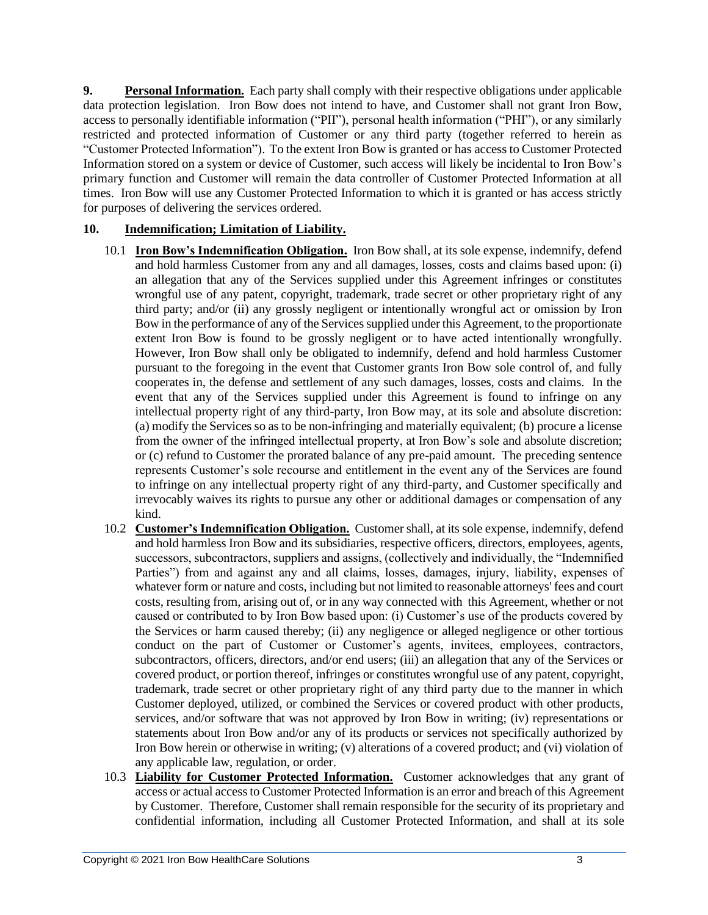**9. <u>Personal Information.</u>** Each party shall comply with their respective obligations under applicable data protection legislation. Iron Bow does not intend to have, and Customer shall not grant Iron Bow, access to personally identifiable information ("PII"), personal health information ("PHI"), or any similarly restricted and protected information of Customer or any third party (together referred to herein as "Customer Protected Information"). To the extent Iron Bow is granted or has access to Customer Protected Information stored on a system or device of Customer, such access will likely be incidental to Iron Bow's primary function and Customer will remain the data controller of Customer Protected Information at all times. Iron Bow will use any Customer Protected Information to which it is granted or has access strictly for purposes of delivering the services ordered.

**10. <u>Indemnification; Limitation of Liability.</u>**

10.1 **<u>Iron Bow's Indemnification Obligation.</u>** Iron Bow shall, at its sole expense, indemnify, defend and hold harmless Customer from any and all damages, losses, costs and claims based upon: (i) an allegation that any of the Services supplied under this Agreement infringes or constitutes wrongful use of any patent, copyright, trademark, trade secret or other proprietary right of any third party; and/or (ii) any grossly negligent or intentionally wrongful act or omission by Iron Bow in the performance of any of the Services supplied under this Agreement, to the proportionate extent Iron Bow is found to be grossly negligent or to have acted intentionally wrongfully. However, Iron Bow shall only be obligated to indemnify, defend and hold harmless Customer pursuant to the foregoing in the event that Customer grants Iron Bow sole control of, and fully cooperates in, the defense and settlement of any such damages, losses, costs and claims. In the event that any of the Services supplied under this Agreement is found to infringe on any intellectual property right of any third-party, Iron Bow may, at its sole and absolute discretion: (a) modify the Services so as to be non-infringing and materially equivalent; (b) procure a license from the owner of the infringed intellectual property, at Iron Bow's sole and absolute discretion; or (c) refund to Customer the prorated balance of any pre-paid amount. The preceding sentence represents Customer's sole recourse and entitlement in the event any of the Services are found to infringe on any intellectual property right of any third-party, and Customer specifically and irrevocably waives its rights to pursue any other or additional damages or compensation of any kind.

10.2 **<u>Customer's Indemnification Obligation.</u>** Customer shall, at its sole expense, indemnify, defend and hold harmless Iron Bow and its subsidiaries, respective officers, directors, employees, agents, successors, subcontractors, suppliers and assigns, (collectively and individually, the "Indemnified Parties") from and against any and all claims, losses, damages, injury, liability, expenses of whatever form or nature and costs, including but not limited to reasonable attorneys' fees and court costs, resulting from, arising out of, or in any way connected with this Agreement, whether or not caused or contributed to by Iron Bow based upon: (i) Customer's use of the products covered by the Services or harm caused thereby; (ii) any negligence or alleged negligence or other tortious conduct on the part of Customer or Customer's agents, invitees, employees, contractors, subcontractors, officers, directors, and/or end users; (iii) an allegation that any of the Services or covered product, or portion thereof, infringes or constitutes wrongful use of any patent, copyright, trademark, trade secret or other proprietary right of any third party due to the manner in which Customer deployed, utilized, or combined the Services or covered product with other products, services, and/or software that was not approved by Iron Bow in writing; (iv) representations or statements about Iron Bow and/or any of its products or services not specifically authorized by Iron Bow herein or otherwise in writing; (v) alterations of a covered product; and (vi) violation of any applicable law, regulation, or order.

10.3 **<u>Liability for Customer Protected Information.</u>** Customer acknowledges that any grant of access or actual access to Customer Protected Information is an error and breach of this Agreement by Customer. Therefore, Customer shall remain responsible for the security of its proprietary and confidential information, including all Customer Protected Information, and shall at its sole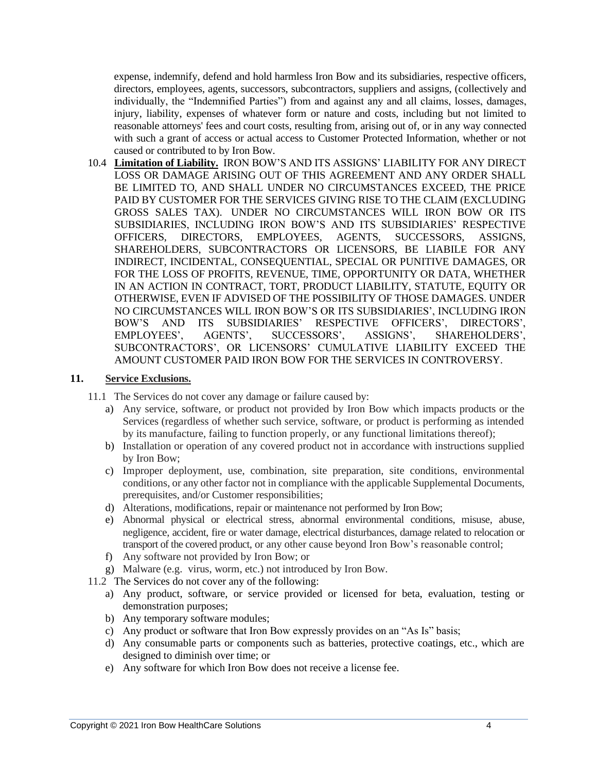expense, indemnify, defend and hold harmless Iron Bow and its subsidiaries, respective officers, directors, employees, agents, successors, subcontractors, suppliers and assigns, (collectively and individually, the "Indemnified Parties") from and against any and all claims, losses, damages, injury, liability, expenses of whatever form or nature and costs, including but not limited to reasonable attorneys' fees and court costs, resulting from, arising out of, or in any way connected with such a grant of access or actual access to Customer Protected Information, whether or not caused or contributed to by Iron Bow.

10.4 **Limitation of Liability.** IRON BOW'S AND ITS ASSIGNS' LIABILITY FOR ANY DIRECT LOSS OR DAMAGE ARISING OUT OF THIS AGREEMENT AND ANY ORDER SHALL BE LIMITED TO, AND SHALL UNDER NO CIRCUMSTANCES EXCEED, THE PRICE PAID BY CUSTOMER FOR THE SERVICES GIVING RISE TO THE CLAIM (EXCLUDING GROSS SALES TAX). UNDER NO CIRCUMSTANCES WILL IRON BOW OR ITS SUBSIDIARIES, INCLUDING IRON BOW'S AND ITS SUBSIDIARIES' RESPECTIVE OFFICERS, DIRECTORS, EMPLOYEES, AGENTS, SUCCESSORS, ASSIGNS, SHAREHOLDERS, SUBCONTRACTORS OR LICENSORS, BE LIABILE FOR ANY INDIRECT, INCIDENTAL, CONSEQUENTIAL, SPECIAL OR PUNITIVE DAMAGES, OR FOR THE LOSS OF PROFITS, REVENUE, TIME, OPPORTUNITY OR DATA, WHETHER IN AN ACTION IN CONTRACT, TORT, PRODUCT LIABILITY, STATUTE, EQUITY OR OTHERWISE, EVEN IF ADVISED OF THE POSSIBILITY OF THOSE DAMAGES. UNDER NO CIRCUMSTANCES WILL IRON BOW'S OR ITS SUBSIDIARIES', INCLUDING IRON BOW'S AND ITS SUBSIDIARIES' RESPECTIVE OFFICERS', DIRECTORS', EMPLOYEES', AGENTS', SUCCESSORS', ASSIGNS', SHAREHOLDERS', SUBCONTRACTORS', OR LICENSORS' CUMULATIVE LIABILITY EXCEED THE AMOUNT CUSTOMER PAID IRON BOW FOR THE SERVICES IN CONTROVERSY.

## 11. Service Exclusions.

11.1 The Services do not cover any damage or failure caused by:

a) Any service, software, or product not provided by Iron Bow which impacts products or the Services (regardless of whether such service, software, or product is performing as intended by its manufacture, failing to function properly, or any functional limitations thereof);

b) Installation or operation of any covered product not in accordance with instructions supplied by Iron Bow;

c) Improper deployment, use, combination, site preparation, site conditions, environmental conditions, or any other factor not in compliance with the applicable Supplemental Documents, prerequisites, and/or Customer responsibilities;

d) Alterations, modifications, repair or maintenance not performed by Iron Bow;

e) Abnormal physical or electrical stress, abnormal environmental conditions, misuse, abuse, negligence, accident, fire or water damage, electrical disturbances, damage related to relocation or transport of the covered product, or any other cause beyond Iron Bow's reasonable control;

f) Any software not provided by Iron Bow; or

g) Malware (e.g. virus, worm, etc.) not introduced by Iron Bow.

11.2 The Services do not cover any of the following:

a) Any product, software, or service provided or licensed for beta, evaluation, testing or demonstration purposes;

b) Any temporary software modules;

c) Any product or software that Iron Bow expressly provides on an "As Is" basis;

d) Any consumable parts or components such as batteries, protective coatings, etc., which are designed to diminish over time; or

e) Any software for which Iron Bow does not receive a license fee.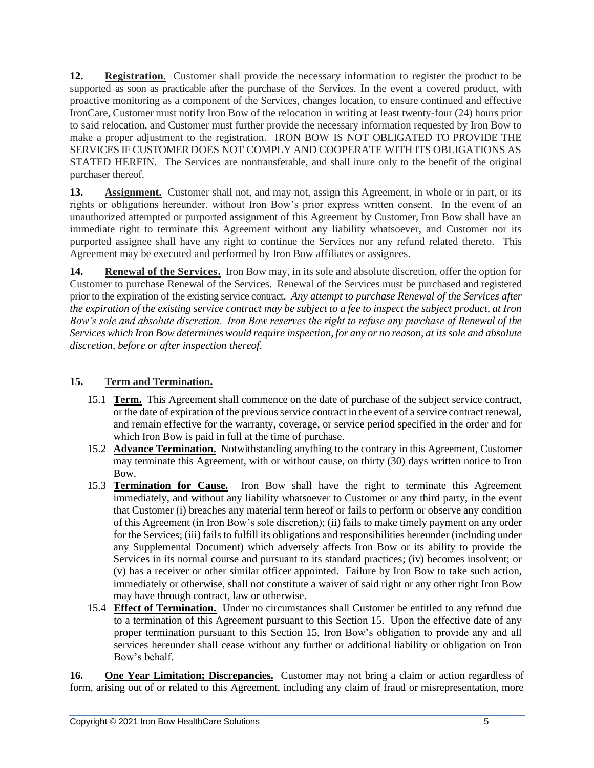**12. Registration**. Customer shall provide the necessary information to register the product to be supported as soon as practicable after the purchase of the Services. In the event a covered product, with proactive monitoring as a component of the Services, changes location, to ensure continued and effective IronCare, Customer must notify Iron Bow of the relocation in writing at least twenty-four (24) hours prior to said relocation, and Customer must further provide the necessary information requested by Iron Bow to make a proper adjustment to the registration. IRON BOW IS NOT OBLIGATED TO PROVIDE THE SERVICES IF CUSTOMER DOES NOT COMPLY AND COOPERATE WITH ITS OBLIGATIONS AS STATED HEREIN. The Services are nontransferable, and shall inure only to the benefit of the original purchaser thereof.

**13. Assignment.** Customer shall not, and may not, assign this Agreement, in whole or in part, or its rights or obligations hereunder, without Iron Bow's prior express written consent. In the event of an unauthorized attempted or purported assignment of this Agreement by Customer, Iron Bow shall have an immediate right to terminate this Agreement without any liability whatsoever, and Customer nor its purported assignee shall have any right to continue the Services nor any refund related thereto. This Agreement may be executed and performed by Iron Bow affiliates or assignees.

**14. Renewal of the Services.** Iron Bow may, in its sole and absolute discretion, offer the option for Customer to purchase Renewal of the Services. Renewal of the Services must be purchased and registered prior to the expiration of the existing service contract. *Any attempt to purchase Renewal of the Services after the expiration of the existing service contract may be subject to a fee to inspect the subject product, at Iron Bow's sole and absolute discretion. Iron Bow reserves the right to refuse any purchase of Renewal of the Services which Iron Bow determines would require inspection, for any or no reason, at its sole and absolute discretion, before or after inspection thereof.*

**15. Term and Termination.**

15.1 **Term.** This Agreement shall commence on the date of purchase of the subject service contract, or the date of expiration of the previous service contract in the event of a service contract renewal, and remain effective for the warranty, coverage, or service period specified in the order and for which Iron Bow is paid in full at the time of purchase.

15.2 **Advance Termination.** Notwithstanding anything to the contrary in this Agreement, Customer may terminate this Agreement, with or without cause, on thirty (30) days written notice to Iron Bow.

15.3 **Termination for Cause.** Iron Bow shall have the right to terminate this Agreement immediately, and without any liability whatsoever to Customer or any third party, in the event that Customer (i) breaches any material term hereof or fails to perform or observe any condition of this Agreement (in Iron Bow's sole discretion); (ii) fails to make timely payment on any order for the Services; (iii) fails to fulfill its obligations and responsibilities hereunder (including under any Supplemental Document) which adversely affects Iron Bow or its ability to provide the Services in its normal course and pursuant to its standard practices; (iv) becomes insolvent; or (v) has a receiver or other similar officer appointed. Failure by Iron Bow to take such action, immediately or otherwise, shall not constitute a waiver of said right or any other right Iron Bow may have through contract, law or otherwise.

15.4 **Effect of Termination.** Under no circumstances shall Customer be entitled to any refund due to a termination of this Agreement pursuant to this Section 15. Upon the effective date of any proper termination pursuant to this Section 15, Iron Bow's obligation to provide any and all services hereunder shall cease without any further or additional liability or obligation on Iron Bow's behalf.

**16. One Year Limitation; Discrepancies.** Customer may not bring a claim or action regardless of form, arising out of or related to this Agreement, including any claim of fraud or misrepresentation, more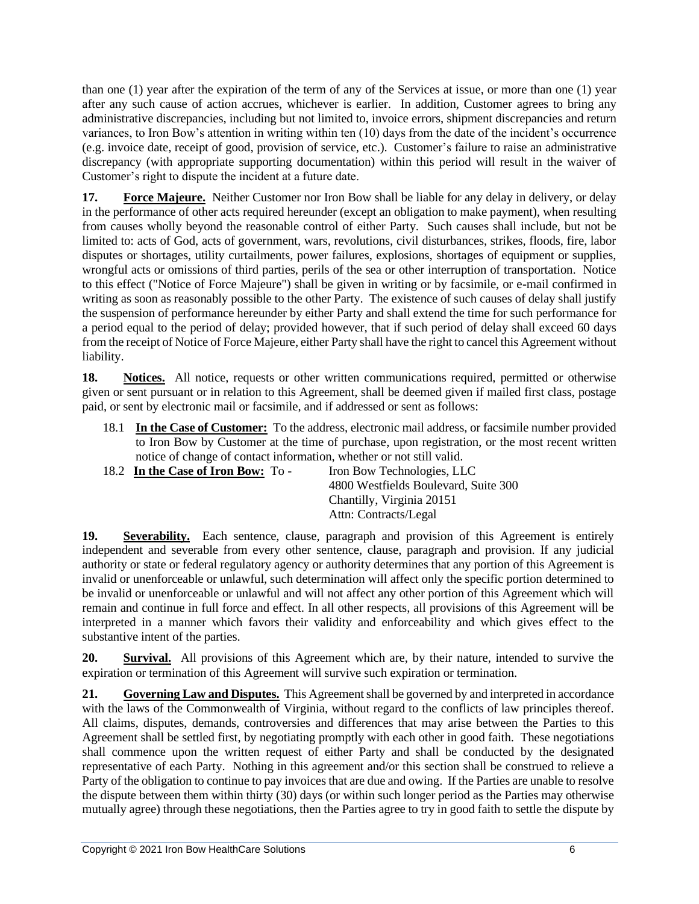than one (1) year after the expiration of the term of any of the Services at issue, or more than one (1) year after any such cause of action accrues, whichever is earlier. In addition, Customer agrees to bring any administrative discrepancies, including but not limited to, invoice errors, shipment discrepancies and return variances, to Iron Bow's attention in writing within ten (10) days from the date of the incident's occurrence (e.g. invoice date, receipt of good, provision of service, etc.). Customer's failure to raise an administrative discrepancy (with appropriate supporting documentation) within this period will result in the waiver of Customer's right to dispute the incident at a future date.

**17. Force Majeure.** Neither Customer nor Iron Bow shall be liable for any delay in delivery, or delay in the performance of other acts required hereunder (except an obligation to make payment), when resulting from causes wholly beyond the reasonable control of either Party. Such causes shall include, but not be limited to: acts of God, acts of government, wars, revolutions, civil disturbances, strikes, floods, fire, labor disputes or shortages, utility curtailments, power failures, explosions, shortages of equipment or supplies, wrongful acts or omissions of third parties, perils of the sea or other interruption of transportation. Notice to this effect ("Notice of Force Majeure") shall be given in writing or by facsimile, or e-mail confirmed in writing as soon as reasonably possible to the other Party. The existence of such causes of delay shall justify the suspension of performance hereunder by either Party and shall extend the time for such performance for a period equal to the period of delay; provided however, that if such period of delay shall exceed 60 days from the receipt of Notice of Force Majeure, either Party shall have the right to cancel this Agreement without liability.

**18. Notices.** All notice, requests or other written communications required, permitted or otherwise given or sent pursuant or in relation to this Agreement, shall be deemed given if mailed first class, postage paid, or sent by electronic mail or facsimile, and if addressed or sent as follows:

18.1 **In the Case of Customer:** To the address, electronic mail address, or facsimile number provided to Iron Bow by Customer at the time of purchase, upon registration, or the most recent written notice of change of contact information, whether or not still valid.

18.2 **In the Case of Iron Bow:** To - Iron Bow Technologies, LLC
4800 Westfields Boulevard, Suite 300
Chantilly, Virginia 20151
Attn: Contracts/Legal

**19. Severability.** Each sentence, clause, paragraph and provision of this Agreement is entirely independent and severable from every other sentence, clause, paragraph and provision. If any judicial authority or state or federal regulatory agency or authority determines that any portion of this Agreement is invalid or unenforceable or unlawful, such determination will affect only the specific portion determined to be invalid or unenforceable or unlawful and will not affect any other portion of this Agreement which will remain and continue in full force and effect. In all other respects, all provisions of this Agreement will be interpreted in a manner which favors their validity and enforceability and which gives effect to the substantive intent of the parties.

**20. Survival.** All provisions of this Agreement which are, by their nature, intended to survive the expiration or termination of this Agreement will survive such expiration or termination.

**21. Governing Law and Disputes.** This Agreement shall be governed by and interpreted in accordance with the laws of the Commonwealth of Virginia, without regard to the conflicts of law principles thereof. All claims, disputes, demands, controversies and differences that may arise between the Parties to this Agreement shall be settled first, by negotiating promptly with each other in good faith. These negotiations shall commence upon the written request of either Party and shall be conducted by the designated representative of each Party. Nothing in this agreement and/or this section shall be construed to relieve a Party of the obligation to continue to pay invoices that are due and owing. If the Parties are unable to resolve the dispute between them within thirty (30) days (or within such longer period as the Parties may otherwise mutually agree) through these negotiations, then the Parties agree to try in good faith to settle the dispute by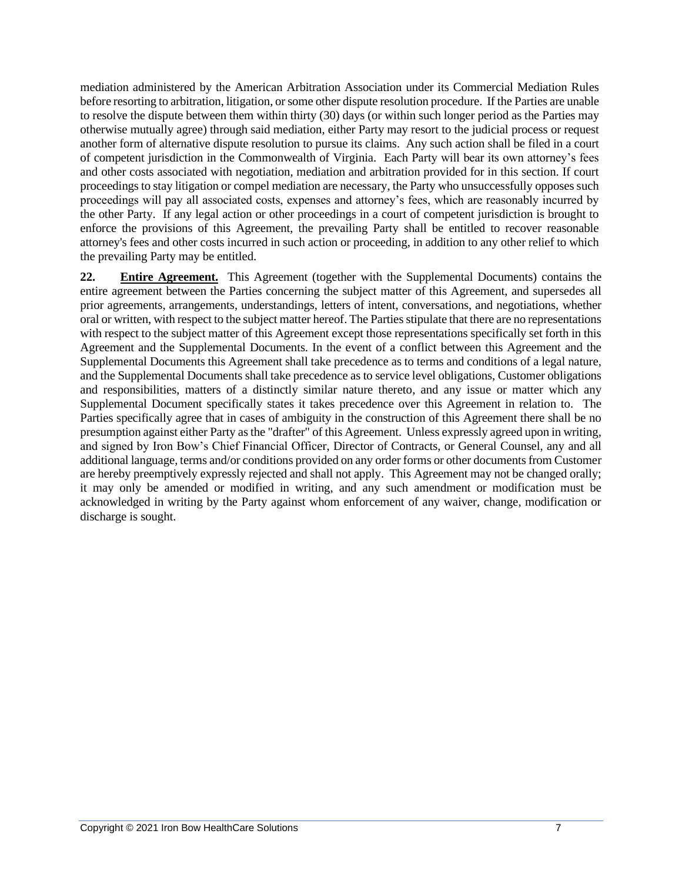mediation administered by the American Arbitration Association under its Commercial Mediation Rules before resorting to arbitration, litigation, or some other dispute resolution procedure. If the Parties are unable to resolve the dispute between them within thirty (30) days (or within such longer period as the Parties may otherwise mutually agree) through said mediation, either Party may resort to the judicial process or request another form of alternative dispute resolution to pursue its claims. Any such action shall be filed in a court of competent jurisdiction in the Commonwealth of Virginia. Each Party will bear its own attorney's fees and other costs associated with negotiation, mediation and arbitration provided for in this section. If court proceedings to stay litigation or compel mediation are necessary, the Party who unsuccessfully opposes such proceedings will pay all associated costs, expenses and attorney's fees, which are reasonably incurred by the other Party. If any legal action or other proceedings in a court of competent jurisdiction is brought to enforce the provisions of this Agreement, the prevailing Party shall be entitled to recover reasonable attorney's fees and other costs incurred in such action or proceeding, in addition to any other relief to which the prevailing Party may be entitled.

**22. Entire Agreement.** This Agreement (together with the Supplemental Documents) contains the entire agreement between the Parties concerning the subject matter of this Agreement, and supersedes all prior agreements, arrangements, understandings, letters of intent, conversations, and negotiations, whether oral or written, with respect to the subject matter hereof. The Parties stipulate that there are no representations with respect to the subject matter of this Agreement except those representations specifically set forth in this Agreement and the Supplemental Documents. In the event of a conflict between this Agreement and the Supplemental Documents this Agreement shall take precedence as to terms and conditions of a legal nature, and the Supplemental Documents shall take precedence as to service level obligations, Customer obligations and responsibilities, matters of a distinctly similar nature thereto, and any issue or matter which any Supplemental Document specifically states it takes precedence over this Agreement in relation to. The Parties specifically agree that in cases of ambiguity in the construction of this Agreement there shall be no presumption against either Party as the "drafter" of this Agreement. Unless expressly agreed upon in writing, and signed by Iron Bow's Chief Financial Officer, Director of Contracts, or General Counsel, any and all additional language, terms and/or conditions provided on any order forms or other documents from Customer are hereby preemptively expressly rejected and shall not apply. This Agreement may not be changed orally; it may only be amended or modified in writing, and any such amendment or modification must be acknowledged in writing by the Party against whom enforcement of any waiver, change, modification or discharge is sought.